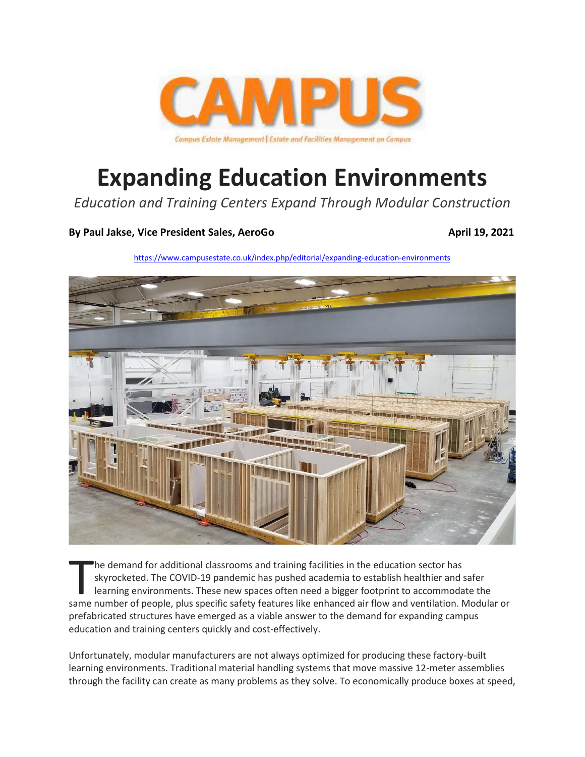CAMPUS

Campus Estate Management | Estate and Facilities Management on Campus

# Expanding Education Environments

*Education and Training Centers Expand Through Modular Construction*

**By Paul Jakse, Vice President Sales, AeroGo** **April 19, 2021**

https://www.campusestate.co.uk/index.php/editorial/expanding-education-environments

The demand for additional classrooms and training facilities in the education sector has skyrocketed. The COVID-19 pandemic has pushed academia to establish healthier and safer learning environments. These new spaces often need a bigger footprint to accommodate the same number of people, plus specific safety features like enhanced air flow and ventilation. Modular or prefabricated structures have emerged as a viable answer to the demand for expanding campus education and training centers quickly and cost-effectively.

Unfortunately, modular manufacturers are not always optimized for producing these factory-built learning environments. Traditional material handling systems that move massive 12-meter assemblies through the facility can create as many problems as they solve. To economically produce boxes at speed,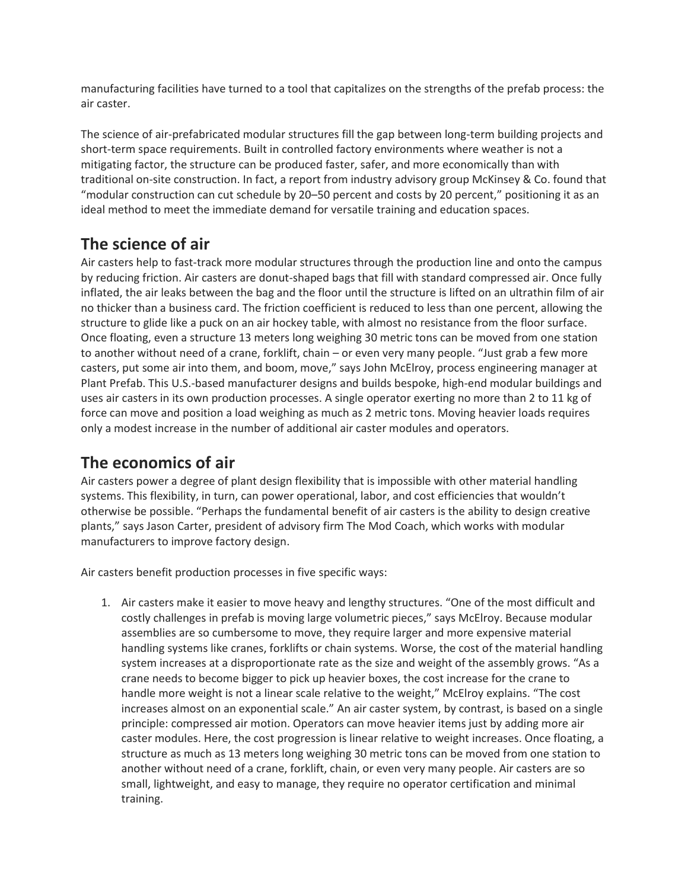manufacturing facilities have turned to a tool that capitalizes on the strengths of the prefab process: the air caster.

The science of air-prefabricated modular structures fill the gap between long-term building projects and short-term space requirements. Built in controlled factory environments where weather is not a mitigating factor, the structure can be produced faster, safer, and more economically than with traditional on-site construction. In fact, a report from industry advisory group McKinsey & Co. found that "modular construction can cut schedule by 20–50 percent and costs by 20 percent," positioning it as an ideal method to meet the immediate demand for versatile training and education spaces.

## The science of air

Air casters help to fast-track more modular structures through the production line and onto the campus by reducing friction. Air casters are donut-shaped bags that fill with standard compressed air. Once fully inflated, the air leaks between the bag and the floor until the structure is lifted on an ultrathin film of air no thicker than a business card. The friction coefficient is reduced to less than one percent, allowing the structure to glide like a puck on an air hockey table, with almost no resistance from the floor surface. Once floating, even a structure 13 meters long weighing 30 metric tons can be moved from one station to another without need of a crane, forklift, chain – or even very many people. "Just grab a few more casters, put some air into them, and boom, move," says John McElroy, process engineering manager at Plant Prefab. This U.S.-based manufacturer designs and builds bespoke, high-end modular buildings and uses air casters in its own production processes. A single operator exerting no more than 2 to 11 kg of force can move and position a load weighing as much as 2 metric tons. Moving heavier loads requires only a modest increase in the number of additional air caster modules and operators.

## The economics of air

Air casters power a degree of plant design flexibility that is impossible with other material handling systems. This flexibility, in turn, can power operational, labor, and cost efficiencies that wouldn't otherwise be possible. "Perhaps the fundamental benefit of air casters is the ability to design creative plants," says Jason Carter, president of advisory firm The Mod Coach, which works with modular manufacturers to improve factory design.

Air casters benefit production processes in five specific ways:

1. Air casters make it easier to move heavy and lengthy structures. "One of the most difficult and costly challenges in prefab is moving large volumetric pieces," says McElroy. Because modular assemblies are so cumbersome to move, they require larger and more expensive material handling systems like cranes, forklifts or chain systems. Worse, the cost of the material handling system increases at a disproportionate rate as the size and weight of the assembly grows. "As a crane needs to become bigger to pick up heavier boxes, the cost increase for the crane to handle more weight is not a linear scale relative to the weight," McElroy explains. "The cost increases almost on an exponential scale." An air caster system, by contrast, is based on a single principle: compressed air motion. Operators can move heavier items just by adding more air caster modules. Here, the cost progression is linear relative to weight increases. Once floating, a structure as much as 13 meters long weighing 30 metric tons can be moved from one station to another without need of a crane, forklift, chain, or even very many people. Air casters are so small, lightweight, and easy to manage, they require no operator certification and minimal training.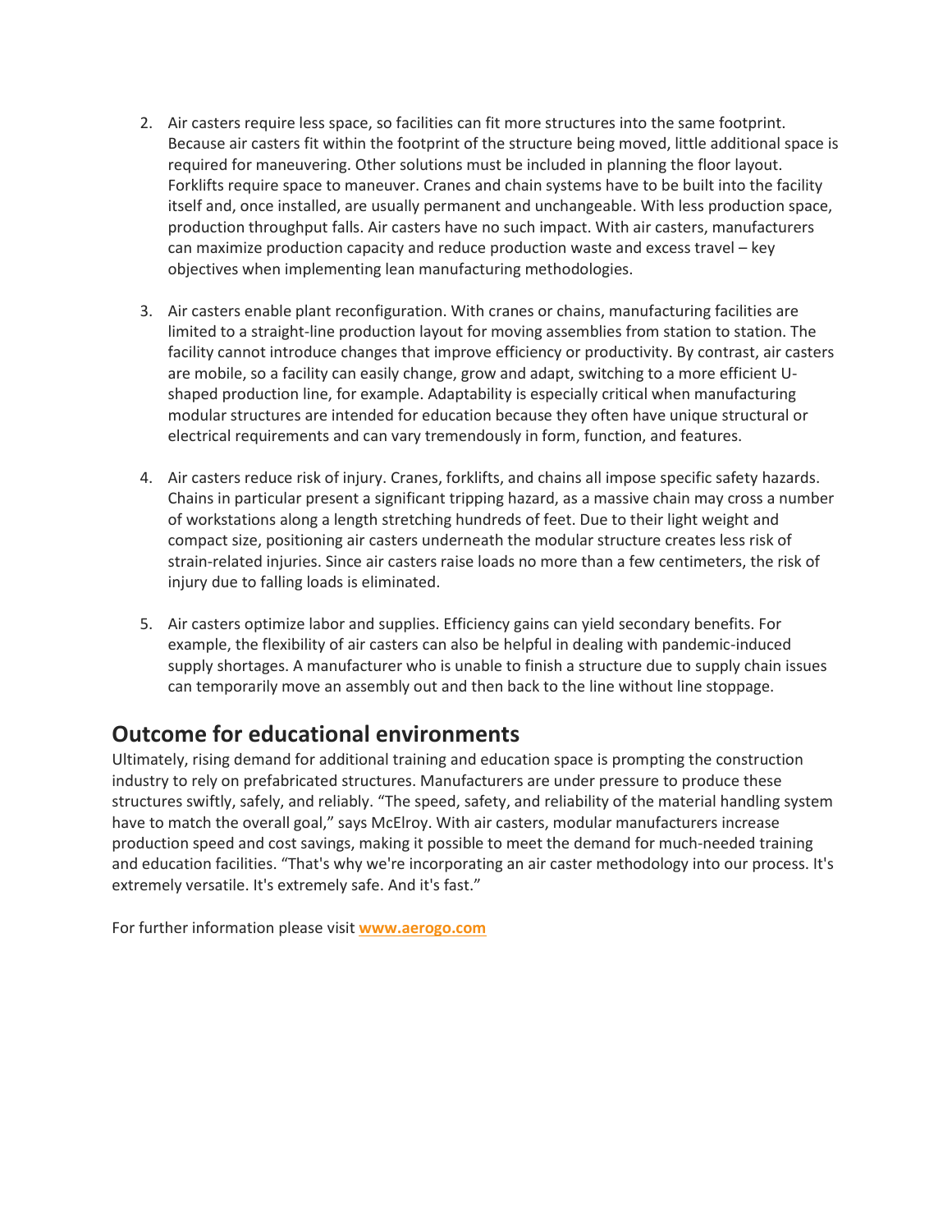2. Air casters require less space, so facilities can fit more structures into the same footprint. Because air casters fit within the footprint of the structure being moved, little additional space is required for maneuvering. Other solutions must be included in planning the floor layout. Forklifts require space to maneuver. Cranes and chain systems have to be built into the facility itself and, once installed, are usually permanent and unchangeable. With less production space, production throughput falls. Air casters have no such impact. With air casters, manufacturers can maximize production capacity and reduce production waste and excess travel – key objectives when implementing lean manufacturing methodologies.

3. Air casters enable plant reconfiguration. With cranes or chains, manufacturing facilities are limited to a straight-line production layout for moving assemblies from station to station. The facility cannot introduce changes that improve efficiency or productivity. By contrast, air casters are mobile, so a facility can easily change, grow and adapt, switching to a more efficient U-shaped production line, for example. Adaptability is especially critical when manufacturing modular structures are intended for education because they often have unique structural or electrical requirements and can vary tremendously in form, function, and features.

4. Air casters reduce risk of injury. Cranes, forklifts, and chains all impose specific safety hazards. Chains in particular present a significant tripping hazard, as a massive chain may cross a number of workstations along a length stretching hundreds of feet. Due to their light weight and compact size, positioning air casters underneath the modular structure creates less risk of strain-related injuries. Since air casters raise loads no more than a few centimeters, the risk of injury due to falling loads is eliminated.

5. Air casters optimize labor and supplies. Efficiency gains can yield secondary benefits. For example, the flexibility of air casters can also be helpful in dealing with pandemic-induced supply shortages. A manufacturer who is unable to finish a structure due to supply chain issues can temporarily move an assembly out and then back to the line without line stoppage.

## Outcome for educational environments

Ultimately, rising demand for additional training and education space is prompting the construction industry to rely on prefabricated structures. Manufacturers are under pressure to produce these structures swiftly, safely, and reliably. "The speed, safety, and reliability of the material handling system have to match the overall goal," says McElroy. With air casters, modular manufacturers increase production speed and cost savings, making it possible to meet the demand for much-needed training and education facilities. "That's why we're incorporating an air caster methodology into our process. It's extremely versatile. It's extremely safe. And it's fast."

For further information please visit **www.aerogo.com**